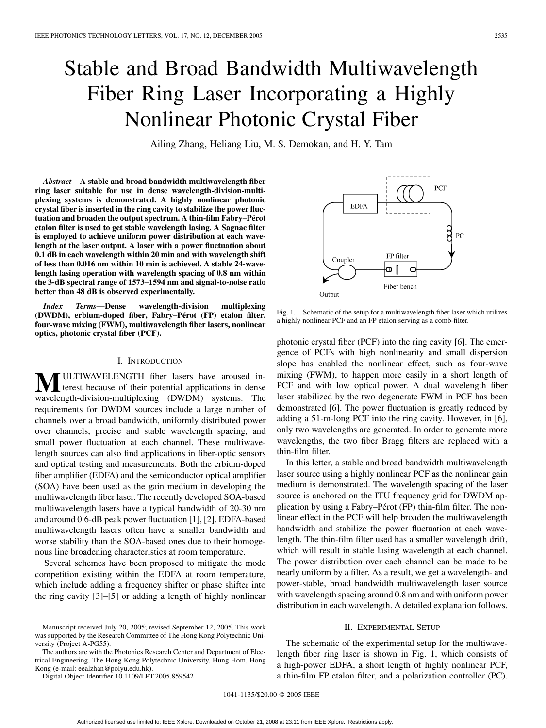# Stable and Broad Bandwidth Multiwavelength Fiber Ring Laser Incorporating a Highly Nonlinear Photonic Crystal Fiber

Ailing Zhang, Heliang Liu, M. S. Demokan, and H. Y. Tam

***Abstract*—A stable and broad bandwidth multiwavelength fiber ring laser suitable for use in dense wavelength-division-multiplexing systems is demonstrated. A highly nonlinear photonic crystal fiber is inserted in the ring cavity to stabilize the power fluctuation and broaden the output spectrum. A thin-film Fabry–Pérot etalon filter is used to get stable wavelength lasing. A Sagnac filter is employed to achieve uniform power distribution at each wavelength at the laser output. A laser with a power fluctuation about 0.1 dB in each wavelength within 20 min and with wavelength shift of less than 0.016 nm within 10 min is achieved. A stable 24-wavelength lasing operation with wavelength spacing of 0.8 nm within the 3-dB spectral range of 1573–1594 nm and signal-to-noise ratio better than 48 dB is observed experimentally.**

***Index Terms*—Dense wavelength-division multiplexing (DWDM), erbium-doped fiber, Fabry–Pérot (FP) etalon filter, four-wave mixing (FWM), multiwavelength fiber lasers, nonlinear optics, photonic crystal fiber (PCF).**

## I. Introduction

Multiwavelength fiber lasers have aroused interest because of their potential applications in dense wavelength-division-multiplexing (DWDM) systems. The requirements for DWDM sources include a large number of channels over a broad bandwidth, uniformly distributed power over channels, precise and stable wavelength spacing, and small power fluctuation at each channel. These multiwavelength sources can also find applications in fiber-optic sensors and optical testing and measurements. Both the erbium-doped fiber amplifier (EDFA) and the semiconductor optical amplifier (SOA) have been used as the gain medium in developing the multiwavelength fiber laser. The recently developed SOA-based multiwavelength lasers have a typical bandwidth of 20-30 nm and around 0.6-dB peak power fluctuation [1], [2]. EDFA-based multiwavelength lasers often have a smaller bandwidth and worse stability than the SOA-based ones due to their homogenous line broadening characteristics at room temperature.

Several schemes have been proposed to mitigate the mode competition existing within the EDFA at room temperature, which include adding a frequency shifter or phase shifter into the ring cavity [3]–[5] or adding a length of highly nonlinear photonic crystal fiber (PCF) into the ring cavity [6]. The emergence of PCFs with high nonlinearity and small dispersion slope has enabled the nonlinear effect, such as four-wave mixing (FWM), to happen more easily in a short length of PCF and with low optical power. A dual wavelength fiber laser stabilized by the two degenerate FWM in PCF has been demonstrated [6]. The power fluctuation is greatly reduced by adding a 51-m-long PCF into the ring cavity. However, in [6], only two wavelengths are generated. In order to generate more wavelengths, the two fiber Bragg filters are replaced with a thin-film filter.

In this letter, a stable and broad bandwidth multiwavelength laser source using a highly nonlinear PCF as the nonlinear gain medium is demonstrated. The wavelength spacing of the laser source is anchored on the ITU frequency grid for DWDM application by using a Fabry–Pérot (FP) thin-film filter. The nonlinear effect in the PCF will help broaden the multiwavelength bandwidth and stabilize the power fluctuation at each wavelength. The thin-film filter used has a smaller wavelength drift, which will result in stable lasing wavelength at each channel. The power distribution over each channel can be made to be nearly uniform by a filter. As a result, we get a wavelength- and power-stable, broad bandwidth multiwavelength laser source with wavelength spacing around 0.8 nm and with uniform power distribution in each wavelength. A detailed explanation follows.

Fig. 1. Schematic of the setup for a multiwavelength fiber laser which utilizes a highly nonlinear PCF and an FP etalon serving as a comb-filter.

## II. Experimental Setup

The schematic of the experimental setup for the multiwavelength fiber ring laser is shown in Fig. 1, which consists of a high-power EDFA, a short length of highly nonlinear PCF, a thin-film FP etalon filter, and a polarization controller (PC).

Manuscript received July 20, 2005; revised September 12, 2005. This work was supported by the Research Committee of The Hong Kong Polytechnic University (Project A-PG55).

The authors are with the Photonics Research Center and Department of Electrical Engineering, The Hong Kong Polytechnic University, Hung Hom, Hong Kong (e-mail: eealzhan@polyu.edu.hk).

Digital Object Identifier 10.1109/LPT.2005.859542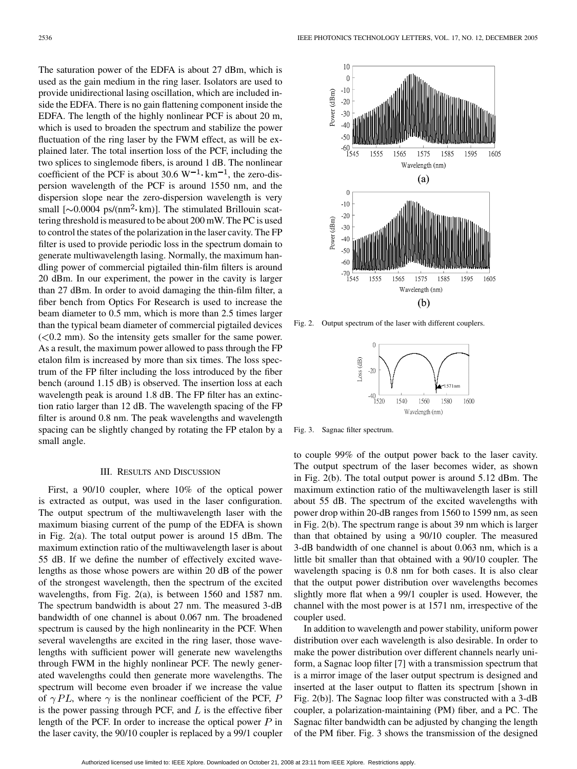The saturation power of the EDFA is about 27 dBm, which is used as the gain medium in the ring laser. Isolators are used to provide unidirectional lasing oscillation, which are included inside the EDFA. There is no gain flattening component inside the EDFA. The length of the highly nonlinear PCF is about 20 m, which is used to broaden the spectrum and stabilize the power fluctuation of the ring laser by the FWM effect, as will be explained later. The total insertion loss of the PCF, including the two splices to singlemode fibers, is around 1 dB. The nonlinear coefficient of the PCF is about 30.6 $W^{-1} \cdot km^{-1}$, the zero-dispersion wavelength of the PCF is around 1550 nm, and the dispersion slope near the zero-dispersion wavelength is very small [$\sim$0.0004 ps/($nm^2 \cdot$ km)]. The stimulated Brillouin scattering threshold is measured to be about 200 mW. The PC is used to control the states of the polarization in the laser cavity. The FP filter is used to provide periodic loss in the spectrum domain to generate multiwavelength lasing. Normally, the maximum handling power of commercial pigtailed thin-film filters is around 20 dBm. In our experiment, the power in the cavity is larger than 27 dBm. In order to avoid damaging the thin-film filter, a fiber bench from Optics For Research is used to increase the beam diameter to 0.5 mm, which is more than 2.5 times larger than the typical beam diameter of commercial pigtailed devices (<0.2 mm). So the intensity gets smaller for the same power. As a result, the maximum power allowed to pass through the FP etalon film is increased by more than six times. The loss spectrum of the FP filter including the loss introduced by the fiber bench (around 1.15 dB) is observed. The insertion loss at each wavelength peak is around 1.8 dB. The FP filter has an extinction ratio larger than 12 dB. The wavelength spacing of the FP filter is around 0.8 nm. The peak wavelengths and wavelength spacing can be slightly changed by rotating the FP etalon by a small angle.

## III. Results and Discussion

First, a 90/10 coupler, where 10% of the optical power is extracted as output, was used in the laser configuration. The output spectrum of the multiwavelength laser with the maximum biasing current of the pump of the EDFA is shown in Fig. 2(a). The total output power is around 15 dBm. The maximum extinction ratio of the multiwavelength laser is about 55 dB. If we define the number of effectively excited wavelengths as those whose powers are within 20 dB of the power of the strongest wavelength, then the spectrum of the excited wavelengths, from Fig. 2(a), is between 1560 and 1587 nm. The spectrum bandwidth is about 27 nm. The measured 3-dB bandwidth of one channel is about 0.067 nm. The broadened spectrum is caused by the high nonlinearity in the PCF. When several wavelengths are excited in the ring laser, those wavelengths with sufficient power will generate new wavelengths through FWM in the highly nonlinear PCF. The newly generated wavelengths could then generate more wavelengths. The spectrum will become even broader if we increase the value of $\gamma PL$, where $\gamma$ is the nonlinear coefficient of the PCF, $P$ is the power passing through PCF, and $L$ is the effective fiber length of the PCF. In order to increase the optical power $P$ in the laser cavity, the 90/10 coupler is replaced by a 99/1 coupler to couple 99% of the output power back to the laser cavity. The output spectrum of the laser becomes wider, as shown in Fig. 2(b). The total output power is around 5.12 dBm. The maximum extinction ratio of the multiwavelength laser is still about 55 dB. The spectrum of the excited wavelengths with power drop within 20-dB ranges from 1560 to 1599 nm, as seen in Fig. 2(b). The spectrum range is about 39 nm which is larger than that obtained by using a 90/10 coupler. The measured 3-dB bandwidth of one channel is about 0.063 nm, which is a little bit smaller than that obtained with a 90/10 coupler. The wavelength spacing is 0.8 nm for both cases. It is also clear that the output power distribution over wavelengths becomes slightly more flat when a 99/1 coupler is used. However, the channel with the most power is at 1571 nm, irrespective of the coupler used.

Fig. 2. Output spectrum of the laser with different couplers.

Fig. 3. Sagnac filter spectrum.

In addition to wavelength and power stability, uniform power distribution over each wavelength is also desirable. In order to make the power distribution over different channels nearly uniform, a Sagnac loop filter [7] with a transmission spectrum that is a mirror image of the laser output spectrum is designed and inserted at the laser output to flatten its spectrum [shown in Fig. 2(b)]. The Sagnac loop filter was constructed with a 3-dB coupler, a polarization-maintaining (PM) fiber, and a PC. The Sagnac filter bandwidth can be adjusted by changing the length of the PM fiber. Fig. 3 shows the transmission of the designed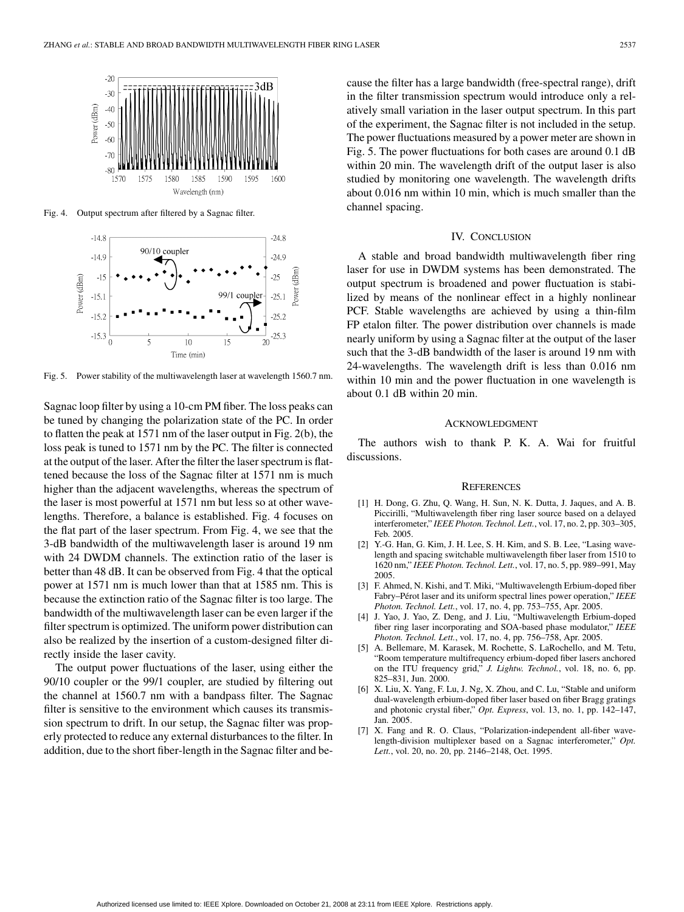-20
-30
-40
-50
-60
-70
-80
3dB
Power (dBm)
1570 1575 1580 1585 1590 1595 1600
Wavelength (nm)

Fig. 4. Output spectrum after filtered by a Sagnac filter.

-14.8
-14.9
-15
-15.1
-15.2
-15.3
90/10 coupler
99/1 coupler
Power (dBm)
-24.8
-24.9
-25
-25.1
-25.2
-25.3
Power (dBm)
0 5 10 15 20
Time (min)

Fig. 5. Power stability of the multiwavelength laser at wavelength 1560.7 nm.

Sagnac loop filter by using a 10-cm PM fiber. The loss peaks can be tuned by changing the polarization state of the PC. In order to flatten the peak at 1571 nm of the laser output in Fig. 2(b), the loss peak is tuned to 1571 nm by the PC. The filter is connected at the output of the laser. After the filter the laser spectrum is flattened because the loss of the Sagnac filter at 1571 nm is much higher than the adjacent wavelengths, whereas the spectrum of the laser is most powerful at 1571 nm but less so at other wavelengths. Therefore, a balance is established. Fig. 4 focuses on the flat part of the laser spectrum. From Fig. 4, we see that the 3-dB bandwidth of the multiwavelength laser is around 19 nm with 24 DWDM channels. The extinction ratio of the laser is better than 48 dB. It can be observed from Fig. 4 that the optical power at 1571 nm is much lower than that at 1585 nm. This is because the extinction ratio of the Sagnac filter is too large. The bandwidth of the multiwavelength laser can be even larger if the filter spectrum is optimized. The uniform power distribution can also be realized by the insertion of a custom-designed filter directly inside the laser cavity.

The output power fluctuations of the laser, using either the 90/10 coupler or the 99/1 coupler, are studied by filtering out the channel at 1560.7 nm with a bandpass filter. The Sagnac filter is sensitive to the environment which causes its transmission spectrum to drift. In our setup, the Sagnac filter was properly protected to reduce any external disturbances to the filter. In addition, due to the short fiber-length in the Sagnac filter and because the filter has a large bandwidth (free-spectral range), drift in the filter transmission spectrum would introduce only a relatively small variation in the laser output spectrum. In this part of the experiment, the Sagnac filter is not included in the setup. The power fluctuations measured by a power meter are shown in Fig. 5. The power fluctuations for both cases are around 0.1 dB within 20 min. The wavelength drift of the output laser is also studied by monitoring one wavelength. The wavelength drifts about 0.016 nm within 10 min, which is much smaller than the channel spacing.

## IV. Conclusion

A stable and broad bandwidth multiwavelength fiber ring laser for use in DWDM systems has been demonstrated. The output spectrum is broadened and power fluctuation is stabilized by means of the nonlinear effect in a highly nonlinear PCF. Stable wavelengths are achieved by using a thin-film FP etalon filter. The power distribution over channels is made nearly uniform by using a Sagnac filter at the output of the laser such that the 3-dB bandwidth of the laser is around 19 nm with 24-wavelengths. The wavelength drift is less than 0.016 nm within 10 min and the power fluctuation in one wavelength is about 0.1 dB within 20 min.

## Acknowledgment

The authors wish to thank P. K. A. Wai for fruitful discussions.

## References

[1] H. Dong, G. Zhu, Q. Wang, H. Sun, N. K. Dutta, J. Jaques, and A. B. Piccirilli, "Multiwavelength fiber ring laser source based on a delayed interferometer," *IEEE Photon. Technol. Lett.*, vol. 17, no. 2, pp. 303–305, Feb. 2005.

[2] Y.-G. Han, G. Kim, J. H. Lee, S. H. Kim, and S. B. Lee, "Lasing wavelength and spacing switchable multiwavelength fiber laser from 1510 to 1620 nm," *IEEE Photon. Technol. Lett.*, vol. 17, no. 5, pp. 989–991, May 2005.

[3] F. Ahmed, N. Kishi, and T. Miki, "Multiwavelength Erbium-doped fiber Fabry–Pérot laser and its uniform spectral lines power operation," *IEEE Photon. Technol. Lett.*, vol. 17, no. 4, pp. 753–755, Apr. 2005.

[4] J. Yao, J. Yao, Z. Deng, and J. Liu, "Multiwavelength Erbium-doped fiber ring laser incorporating and SOA-based phase modulator," *IEEE Photon. Technol. Lett.*, vol. 17, no. 4, pp. 756–758, Apr. 2005.

[5] A. Bellemare, M. Karasek, M. Rochette, S. LaRochello, and M. Tetu, "Room temperature multifrequency erbium-doped fiber lasers anchored on the ITU frequency grid," *J. Lightw. Technol.*, vol. 18, no. 6, pp. 825–831, Jun. 2000.

[6] X. Liu, X. Yang, F. Lu, J. Ng, X. Zhou, and C. Lu, "Stable and uniform dual-wavelength erbium-doped fiber laser based on fiber Bragg gratings and photonic crystal fiber," *Opt. Express*, vol. 13, no. 1, pp. 142–147, Jan. 2005.

[7] X. Fang and R. O. Claus, "Polarization-independent all-fiber wavelength-division multiplexer based on a Sagnac interferometer," *Opt. Lett.*, vol. 20, no. 20, pp. 2146–2148, Oct. 1995.